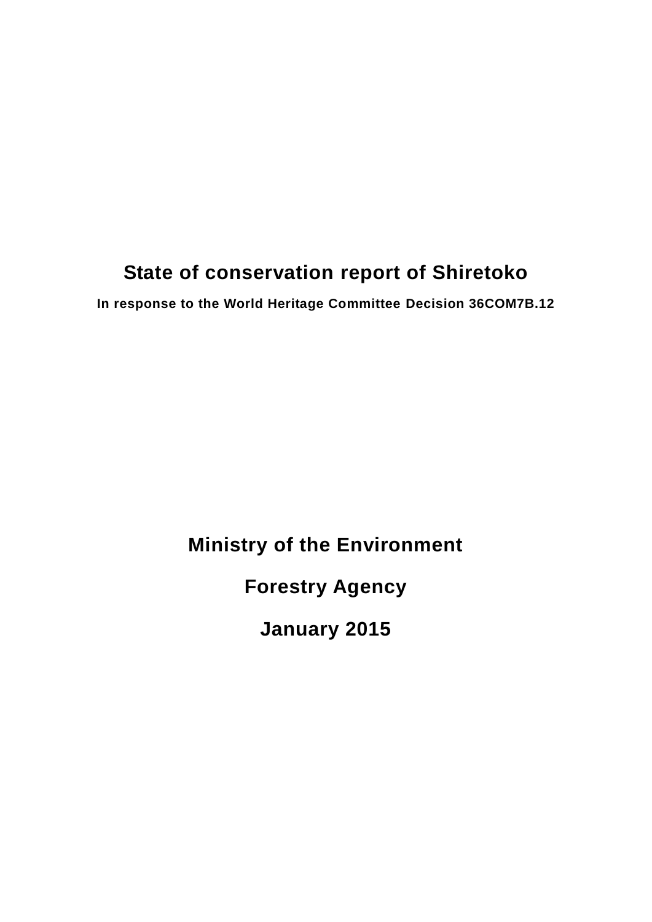# State of conservation report of Shiretoko

**In response to the World Heritage Committee Decision 36COM7B.12**

**Ministry of the Environment**

**Forestry Agency**

**January 2015**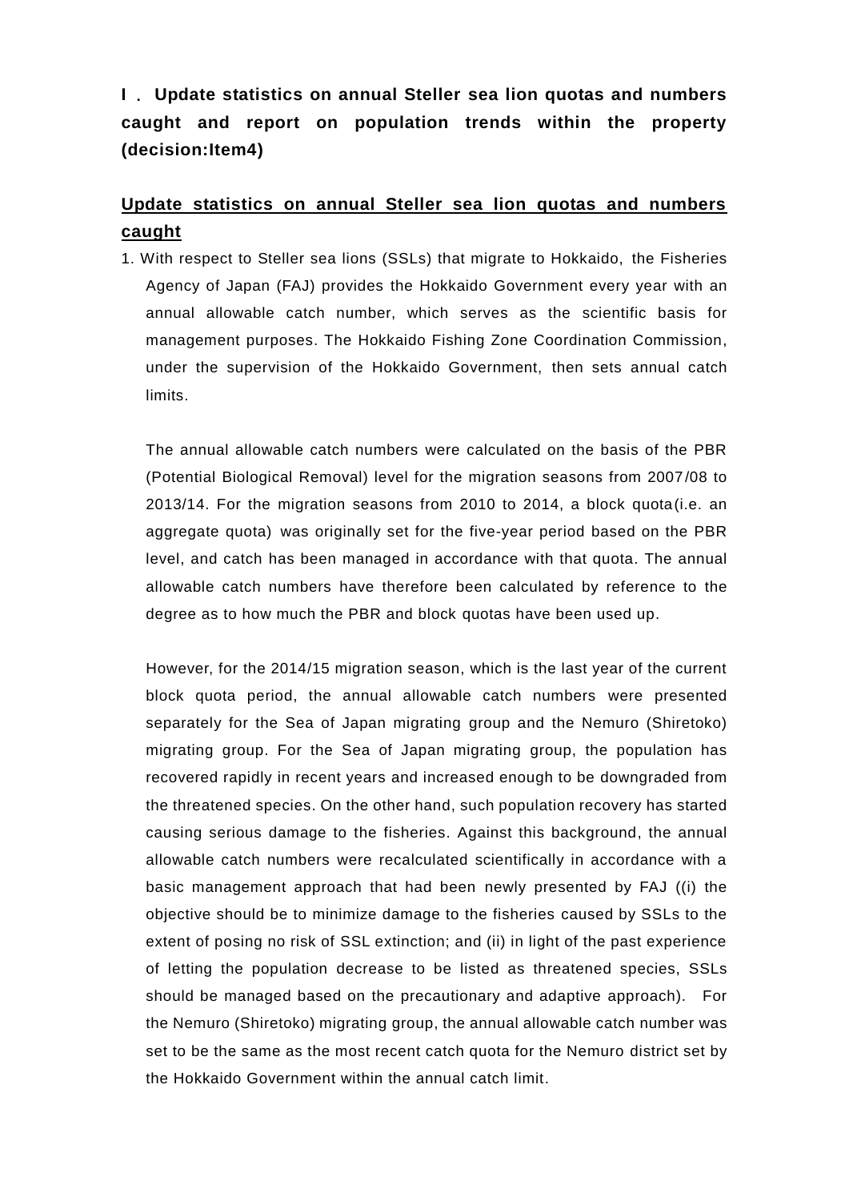## Ⅰ. Update statistics on annual Steller sea lion quotas and numbers caught and report on population trends within the property (decision:Item4)

### Update statistics on annual Steller sea lion quotas and numbers caught

1. With respect to Steller sea lions (SSLs) that migrate to Hokkaido, the Fisheries Agency of Japan (FAJ) provides the Hokkaido Government every year with an annual allowable catch number, which serves as the scientific basis for management purposes. The Hokkaido Fishing Zone Coordination Commission, under the supervision of the Hokkaido Government, then sets annual catch limits.

   The annual allowable catch numbers were calculated on the basis of the PBR (Potential Biological Removal) level for the migration seasons from 2007/08 to 2013/14. For the migration seasons from 2010 to 2014, a block quota (i.e. an aggregate quota) was originally set for the five-year period based on the PBR level, and catch has been managed in accordance with that quota. The annual allowable catch numbers have therefore been calculated by reference to the degree as to how much the PBR and block quotas have been used up.

   However, for the 2014/15 migration season, which is the last year of the current block quota period, the annual allowable catch numbers were presented separately for the Sea of Japan migrating group and the Nemuro (Shiretoko) migrating group. For the Sea of Japan migrating group, the population has recovered rapidly in recent years and increased enough to be downgraded from the threatened species. On the other hand, such population recovery has started causing serious damage to the fisheries. Against this background, the annual allowable catch numbers were recalculated scientifically in accordance with a basic management approach that had been newly presented by FAJ ((i) the objective should be to minimize damage to the fisheries caused by SSLs to the extent of posing no risk of SSL extinction; and (ii) in light of the past experience of letting the population decrease to be listed as threatened species, SSLs should be managed based on the precautionary and adaptive approach). For the Nemuro (Shiretoko) migrating group, the annual allowable catch number was set to be the same as the most recent catch quota for the Nemuro district set by the Hokkaido Government within the annual catch limit.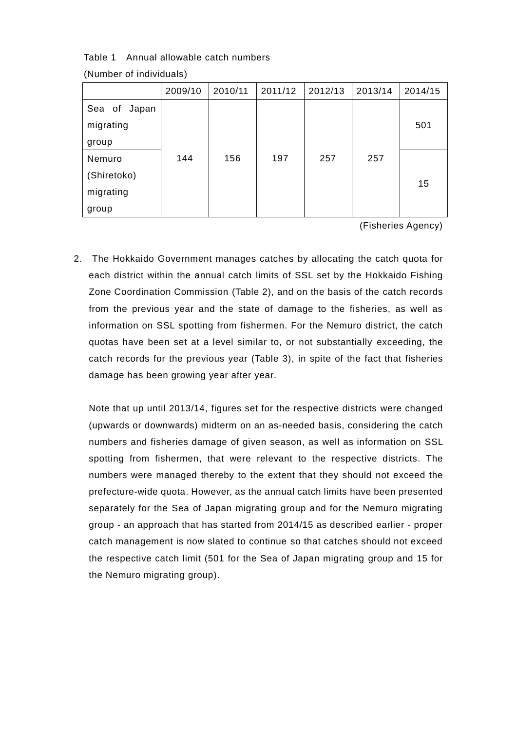Table 1 Annual allowable catch numbers

(Number of individuals)

| | 2009/10 | 2010/11 | 2011/12 | 2012/13 | 2013/14 | 2014/15 |
|---|---|---|---|---|---|---|
| Sea of Japan migrating group | 144 | 156 | 197 | 257 | 257 | 501 |
| Nemuro (Shiretoko) migrating group | | | | | | 15 |

(Fisheries Agency)

2. The Hokkaido Government manages catches by allocating the catch quota for each district within the annual catch limits of SSL set by the Hokkaido Fishing Zone Coordination Commission (Table 2), and on the basis of the catch records from the previous year and the state of damage to the fisheries, as well as information on SSL spotting from fishermen. For the Nemuro district, the catch quotas have been set at a level similar to, or not substantially exceeding, the catch records for the previous year (Table 3), in spite of the fact that fisheries damage has been growing year after year.

   Note that up until 2013/14, figures set for the respective districts were changed (upwards or downwards) midterm on an as-needed basis, considering the catch numbers and fisheries damage of given season, as well as information on SSL spotting from fishermen, that were relevant to the respective districts. The numbers were managed thereby to the extent that they should not exceed the prefecture-wide quota. However, as the annual catch limits have been presented separately for the Sea of Japan migrating group and for the Nemuro migrating group - an approach that has started from 2014/15 as described earlier - proper catch management is now slated to continue so that catches should not exceed the respective catch limit (501 for the Sea of Japan migrating group and 15 for the Nemuro migrating group).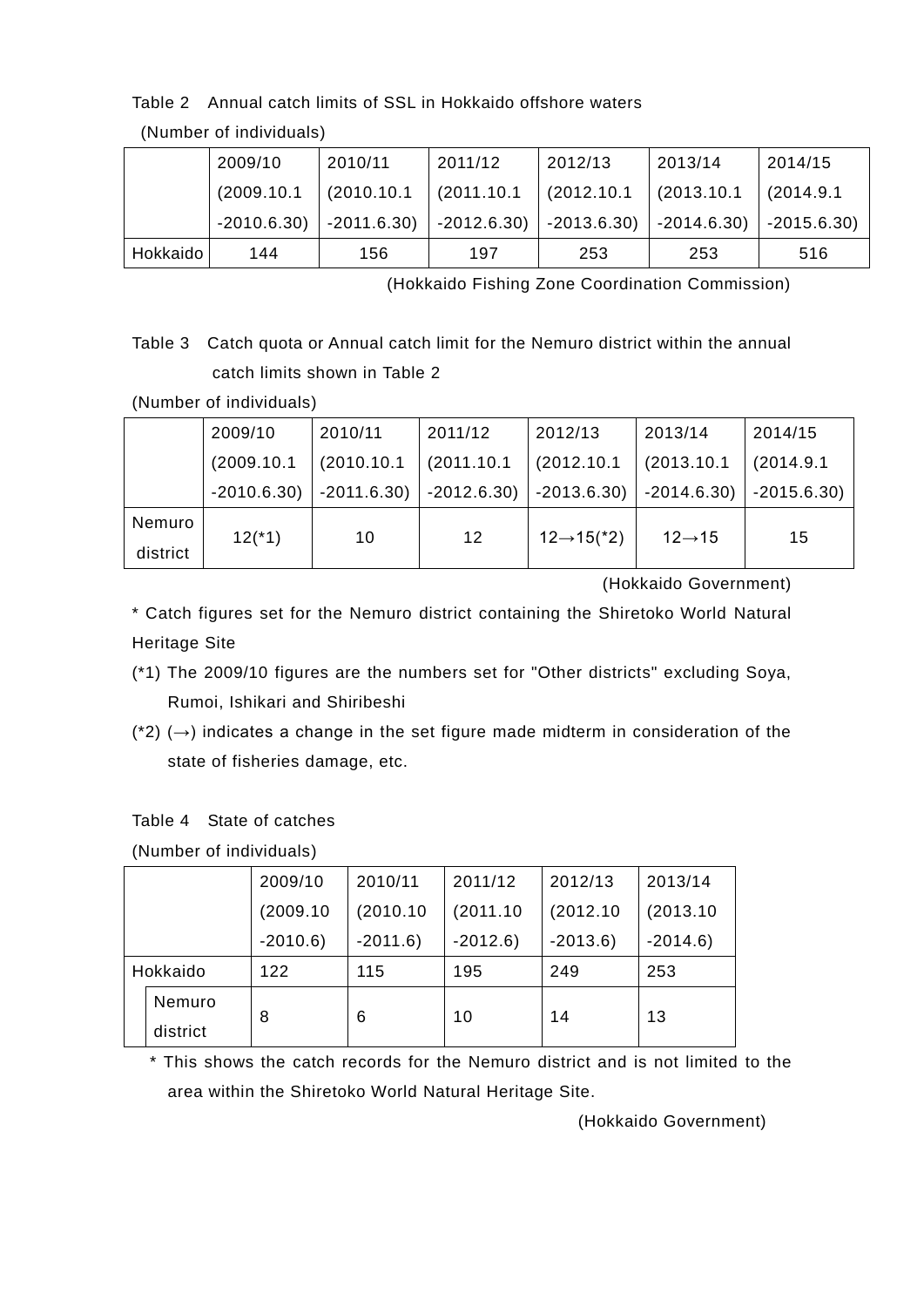Table 2　Annual catch limits of SSL in Hokkaido offshore waters

(Number of individuals)

| | 2009/10 (2009.10.1 -2010.6.30) | 2010/11 (2010.10.1 -2011.6.30) | 2011/12 (2011.10.1 -2012.6.30) | 2012/13 (2012.10.1 -2013.6.30) | 2013/14 (2013.10.1 -2014.6.30) | 2014/15 (2014.9.1 -2015.6.30) |
|---|---|---|---|---|---|---|
| Hokkaido | 144 | 156 | 197 | 253 | 253 | 516 |

(Hokkaido Fishing Zone Coordination Commission)

Table 3　Catch quota or Annual catch limit for the Nemuro district within the annual catch limits shown in Table 2

(Number of individuals)

| | 2009/10 (2009.10.1 -2010.6.30) | 2010/11 (2010.10.1 -2011.6.30) | 2011/12 (2011.10.1 -2012.6.30) | 2012/13 (2012.10.1 -2013.6.30) | 2013/14 (2013.10.1 -2014.6.30) | 2014/15 (2014.9.1 -2015.6.30) |
|---|---|---|---|---|---|---|
| Nemuro district | 12(*1) | 10 | 12 | 12→15(*2) | 12→15 | 15 |

(Hokkaido Government)

* Catch figures set for the Nemuro district containing the Shiretoko World Natural Heritage Site

(*1) The 2009/10 figures are the numbers set for "Other districts" excluding Soya, Rumoi, Ishikari and Shiribeshi

(*2) (→) indicates a change in the set figure made midterm in consideration of the state of fisheries damage, etc.

Table 4　State of catches

(Number of individuals)

| | 2009/10 (2009.10 -2010.6) | 2010/11 (2010.10 -2011.6) | 2011/12 (2011.10 -2012.6) | 2012/13 (2012.10 -2013.6) | 2013/14 (2013.10 -2014.6) |
|---|---|---|---|---|---|
| Hokkaido | 122 | 115 | 195 | 249 | 253 |
| Nemuro district | 8 | 6 | 10 | 14 | 13 |

* This shows the catch records for the Nemuro district and is not limited to the area within the Shiretoko World Natural Heritage Site.

(Hokkaido Government)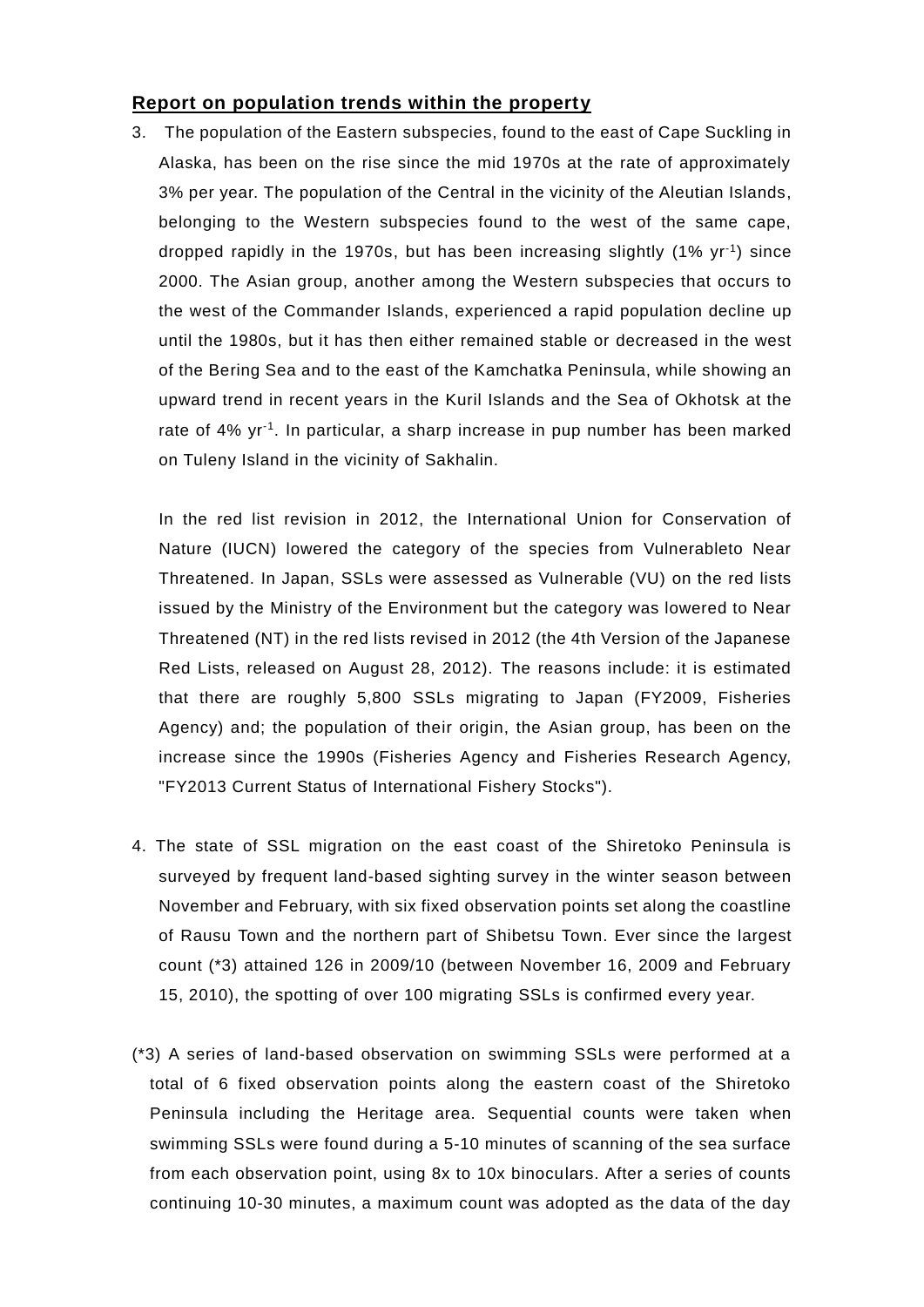## Report on population trends within the property

3. The population of the Eastern subspecies, found to the east of Cape Suckling in Alaska, has been on the rise since the mid 1970s at the rate of approximately 3% per year. The population of the Central in the vicinity of the Aleutian Islands, belonging to the Western subspecies found to the west of the same cape, dropped rapidly in the 1970s, but has been increasing slightly (1% $yr^{-1}$) since 2000. The Asian group, another among the Western subspecies that occurs to the west of the Commander Islands, experienced a rapid population decline up until the 1980s, but it has then either remained stable or decreased in the west of the Bering Sea and to the east of the Kamchatka Peninsula, while showing an upward trend in recent years in the Kuril Islands and the Sea of Okhotsk at the rate of 4% $yr^{-1}$. In particular, a sharp increase in pup number has been marked on Tuleny Island in the vicinity of Sakhalin.

   In the red list revision in 2012, the International Union for Conservation of Nature (IUCN) lowered the category of the species from Vulnerableto Near Threatened. In Japan, SSLs were assessed as Vulnerable (VU) on the red lists issued by the Ministry of the Environment but the category was lowered to Near Threatened (NT) in the red lists revised in 2012 (the 4th Version of the Japanese Red Lists, released on August 28, 2012). The reasons include: it is estimated that there are roughly 5,800 SSLs migrating to Japan (FY2009, Fisheries Agency) and; the population of their origin, the Asian group, has been on the increase since the 1990s (Fisheries Agency and Fisheries Research Agency, "FY2013 Current Status of International Fishery Stocks").

4. The state of SSL migration on the east coast of the Shiretoko Peninsula is surveyed by frequent land-based sighting survey in the winter season between November and February, with six fixed observation points set along the coastline of Rausu Town and the northern part of Shibetsu Town. Ever since the largest count (*3) attained 126 in 2009/10 (between November 16, 2009 and February 15, 2010), the spotting of over 100 migrating SSLs is confirmed every year.

(*3) A series of land-based observation on swimming SSLs were performed at a total of 6 fixed observation points along the eastern coast of the Shiretoko Peninsula including the Heritage area. Sequential counts were taken when swimming SSLs were found during a 5-10 minutes of scanning of the sea surface from each observation point, using 8x to 10x binoculars. After a series of counts continuing 10-30 minutes, a maximum count was adopted as the data of the day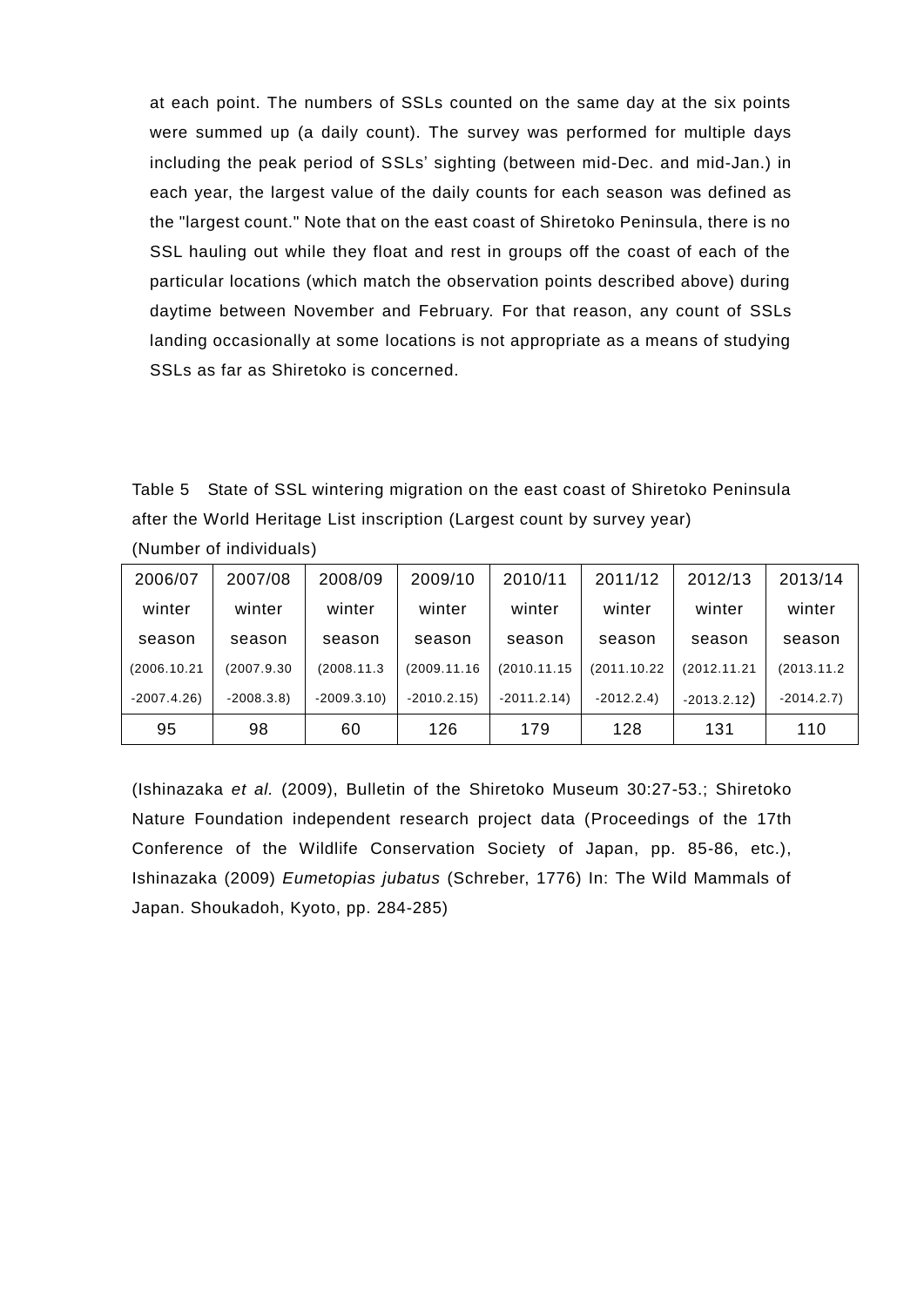at each point. The numbers of SSLs counted on the same day at the six points were summed up (a daily count). The survey was performed for multiple days including the peak period of SSLs' sighting (between mid-Dec. and mid-Jan.) in each year, the largest value of the daily counts for each season was defined as the "largest count." Note that on the east coast of Shiretoko Peninsula, there is no SSL hauling out while they float and rest in groups off the coast of each of the particular locations (which match the observation points described above) during daytime between November and February. For that reason, any count of SSLs landing occasionally at some locations is not appropriate as a means of studying SSLs as far as Shiretoko is concerned.

Table 5　State of SSL wintering migration on the east coast of Shiretoko Peninsula after the World Heritage List inscription (Largest count by survey year)

(Number of individuals)

| 2006/07 winter season (2006.10.21 -2007.4.26) | 2007/08 winter season (2007.9.30 -2008.3.8) | 2008/09 winter season (2008.11.3 -2009.3.10) | 2009/10 winter season (2009.11.16 -2010.2.15) | 2010/11 winter season (2010.11.15 -2011.2.14) | 2011/12 winter season (2011.10.22 -2012.2.4) | 2012/13 winter season (2012.11.21 -2013.2.12) | 2013/14 winter season (2013.11.2 -2014.2.7) |
|---|---|---|---|---|---|---|---|
| 95 | 98 | 60 | 126 | 179 | 128 | 131 | 110 |

(Ishinazaka *et al.* (2009), Bulletin of the Shiretoko Museum 30:27-53.; Shiretoko Nature Foundation independent research project data (Proceedings of the 17th Conference of the Wildlife Conservation Society of Japan, pp. 85-86, etc.), Ishinazaka (2009) *Eumetopias jubatus* (Schreber, 1776) In: The Wild Mammals of Japan. Shoukadoh, Kyoto, pp. 284-285)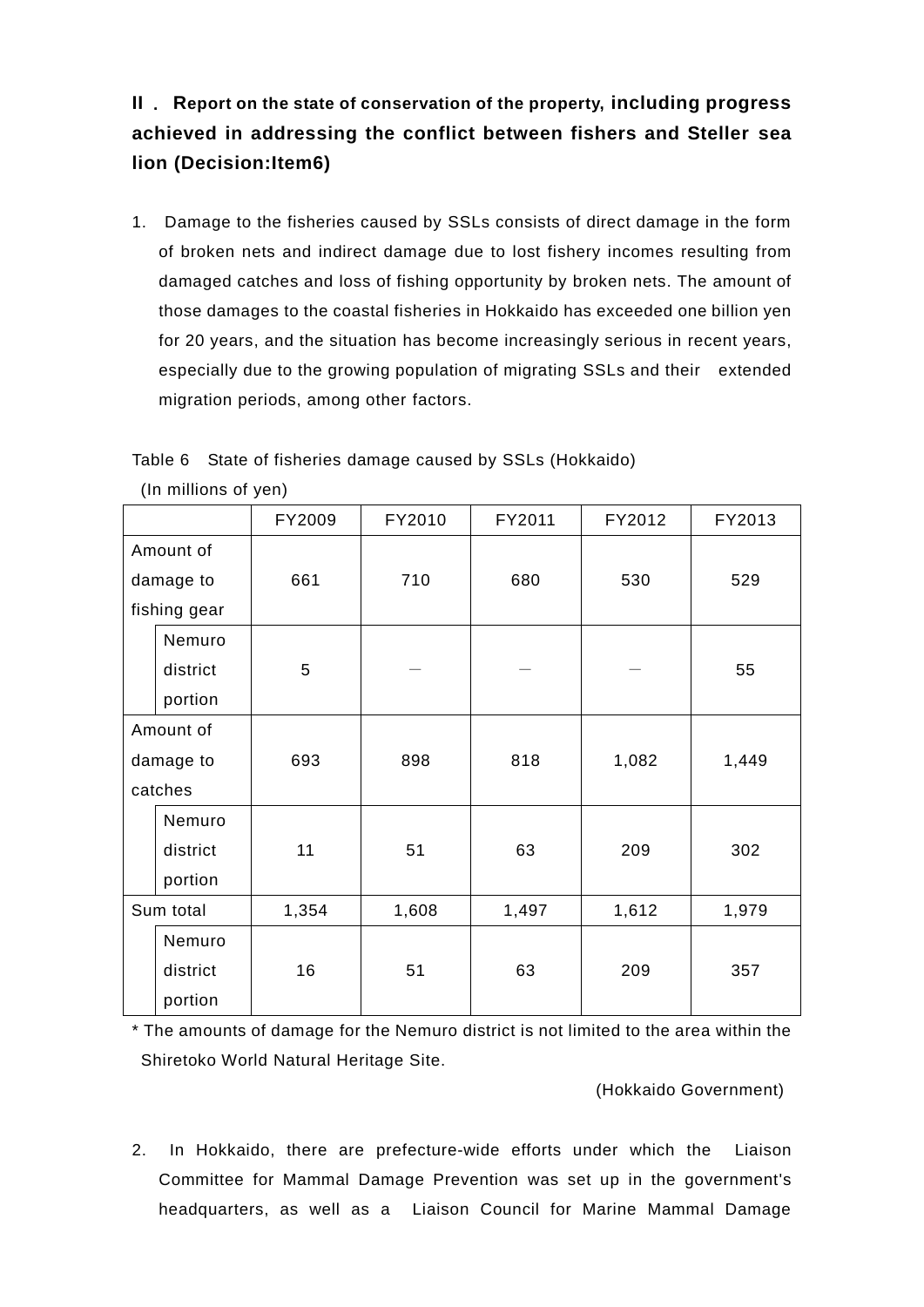## II．Report on the state of conservation of the property, including progress achieved in addressing the conflict between fishers and Steller sea lion (Decision:Item6)

1. Damage to the fisheries caused by SSLs consists of direct damage in the form of broken nets and indirect damage due to lost fishery incomes resulting from damaged catches and loss of fishing opportunity by broken nets. The amount of those damages to the coastal fisheries in Hokkaido has exceeded one billion yen for 20 years, and the situation has become increasingly serious in recent years, especially due to the growing population of migrating SSLs and their extended migration periods, among other factors.

Table 6 State of fisheries damage caused by SSLs (Hokkaido)

(In millions of yen)

| | | FY2009 | FY2010 | FY2011 | FY2012 | FY2013 |
|---|---|---|---|---|---|---|
| Amount of damage to fishing gear | | 661 | 710 | 680 | 530 | 529 |
| | Nemuro district portion | 5 | — | — | — | 55 |
| Amount of damage to catches | | 693 | 898 | 818 | 1,082 | 1,449 |
| | Nemuro district portion | 11 | 51 | 63 | 209 | 302 |
| Sum total | | 1,354 | 1,608 | 1,497 | 1,612 | 1,979 |
| | Nemuro district portion | 16 | 51 | 63 | 209 | 357 |

* The amounts of damage for the Nemuro district is not limited to the area within the Shiretoko World Natural Heritage Site.

(Hokkaido Government)

2. In Hokkaido, there are prefecture-wide efforts under which the Liaison Committee for Mammal Damage Prevention was set up in the government's headquarters, as well as a Liaison Council for Marine Mammal Damage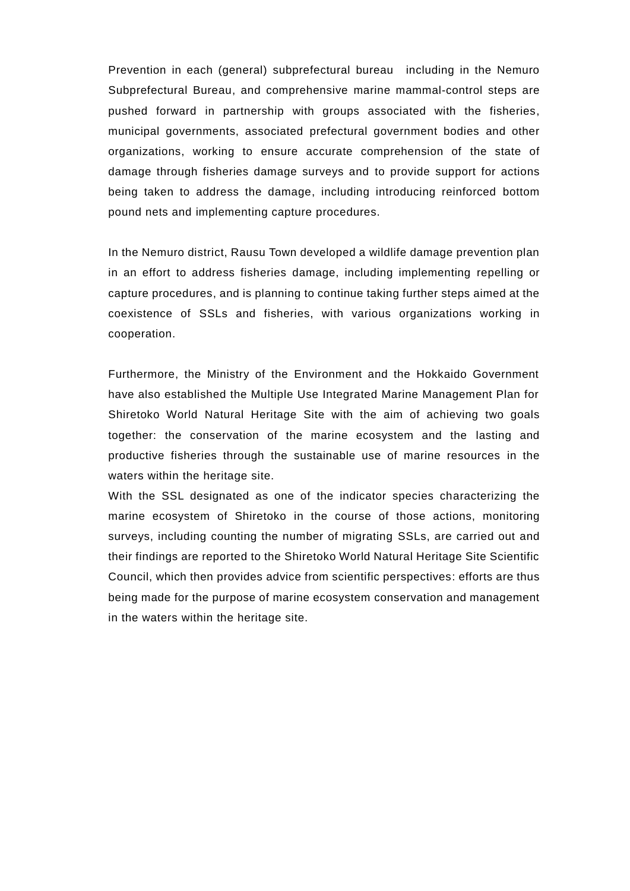Prevention in each (general) subprefectural bureau including in the Nemuro Subprefectural Bureau, and comprehensive marine mammal-control steps are pushed forward in partnership with groups associated with the fisheries, municipal governments, associated prefectural government bodies and other organizations, working to ensure accurate comprehension of the state of damage through fisheries damage surveys and to provide support for actions being taken to address the damage, including introducing reinforced bottom pound nets and implementing capture procedures.

In the Nemuro district, Rausu Town developed a wildlife damage prevention plan in an effort to address fisheries damage, including implementing repelling or capture procedures, and is planning to continue taking further steps aimed at the coexistence of SSLs and fisheries, with various organizations working in cooperation.

Furthermore, the Ministry of the Environment and the Hokkaido Government have also established the Multiple Use Integrated Marine Management Plan for Shiretoko World Natural Heritage Site with the aim of achieving two goals together: the conservation of the marine ecosystem and the lasting and productive fisheries through the sustainable use of marine resources in the waters within the heritage site.

With the SSL designated as one of the indicator species characterizing the marine ecosystem of Shiretoko in the course of those actions, monitoring surveys, including counting the number of migrating SSLs, are carried out and their findings are reported to the Shiretoko World Natural Heritage Site Scientific Council, which then provides advice from scientific perspectives: efforts are thus being made for the purpose of marine ecosystem conservation and management in the waters within the heritage site.